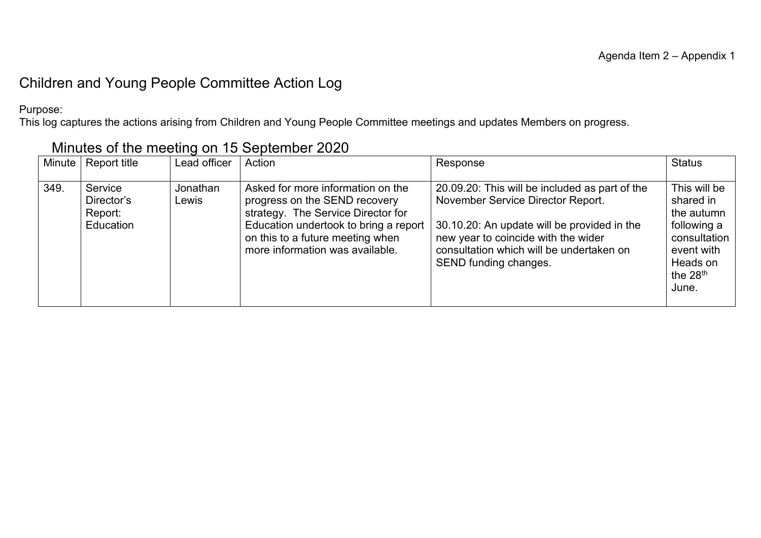Agenda Item 2 – Appendix 1

# Children and Young People Committee Action Log

Purpose:
This log captures the actions arising from Children and Young People Committee meetings and updates Members on progress.

## Minutes of the meeting on 15 September 2020

| Minute | Report title | Lead officer | Action | Response | Status |
|---|---|---|---|---|---|
| 349. | Service Director's Report: Education | Jonathan Lewis | Asked for more information on the progress on the SEND recovery strategy. The Service Director for Education undertook to bring a report on this to a future meeting when more information was available. | 20.09.20: This will be included as part of the November Service Director Report.<br><br>30.10.20: An update will be provided in the new year to coincide with the wider consultation which will be undertaken on SEND funding changes. | This will be shared in the autumn following a consultation event with Heads on the 28th June. |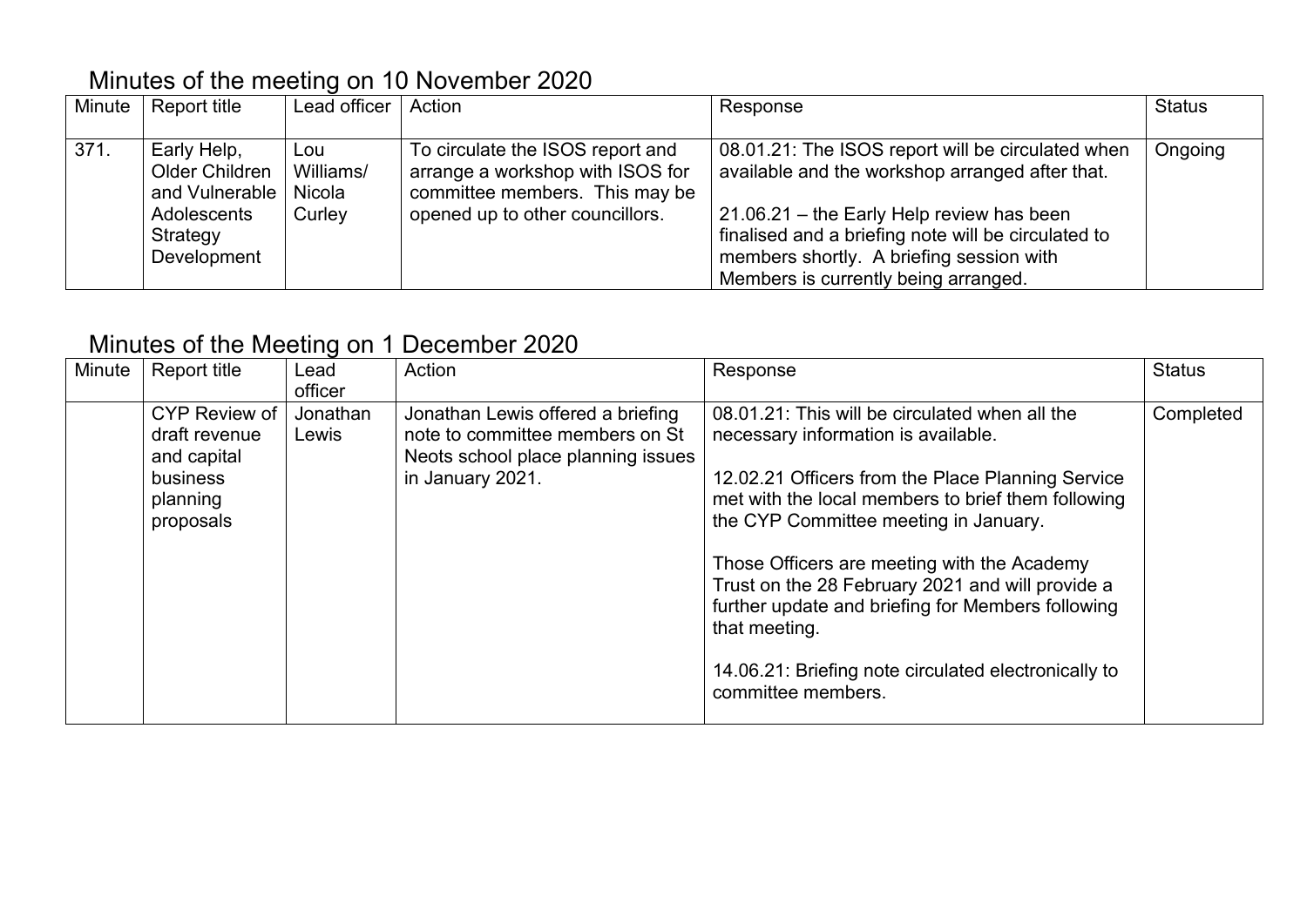## Minutes of the meeting on 10 November 2020

| Minute | Report title | Lead officer | Action | Response | Status |
|---|---|---|---|---|---|
| 371. | Early Help, Older Children and Vulnerable Adolescents Strategy Development | Lou Williams/ Nicola Curley | To circulate the ISOS report and arrange a workshop with ISOS for committee members. This may be opened up to other councillors. | 08.01.21: The ISOS report will be circulated when available and the workshop arranged after that.<br><br>21.06.21 – the Early Help review has been finalised and a briefing note will be circulated to members shortly. A briefing session with Members is currently being arranged. | Ongoing |

## Minutes of the Meeting on 1 December 2020

| Minute | Report title | Lead officer | Action | Response | Status |
|---|---|---|---|---|---|
| | CYP Review of draft revenue and capital business planning proposals | Jonathan Lewis | Jonathan Lewis offered a briefing note to committee members on St Neots school place planning issues in January 2021. | 08.01.21: This will be circulated when all the necessary information is available.<br><br>12.02.21 Officers from the Place Planning Service met with the local members to brief them following the CYP Committee meeting in January.<br><br>Those Officers are meeting with the Academy Trust on the 28 February 2021 and will provide a further update and briefing for Members following that meeting.<br><br>14.06.21: Briefing note circulated electronically to committee members. | Completed |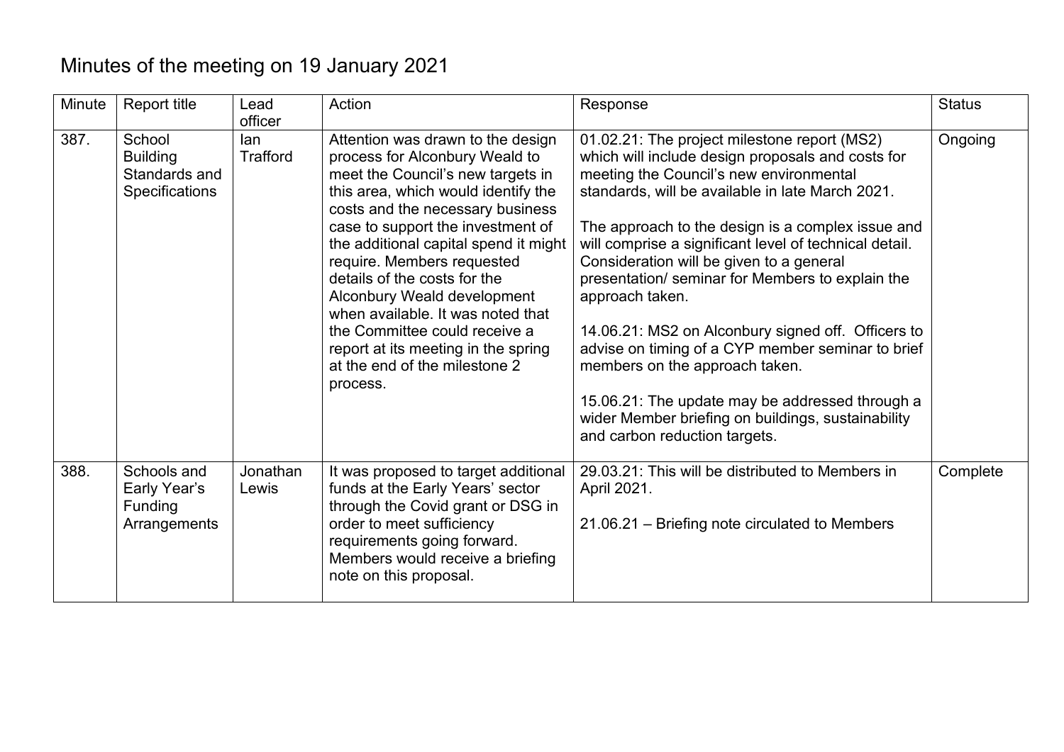# Minutes of the meeting on 19 January 2021

| Minute | Report title | Lead officer | Action | Response | Status |
|---|---|---|---|---|---|
| 387. | School Building Standards and Specifications | Ian Trafford | Attention was drawn to the design process for Alconbury Weald to meet the Council's new targets in this area, which would identify the costs and the necessary business case to support the investment of the additional capital spend it might require. Members requested details of the costs for the Alconbury Weald development when available. It was noted that the Committee could receive a report at its meeting in the spring at the end of the milestone 2 process. | 01.02.21: The project milestone report (MS2) which will include design proposals and costs for meeting the Council's new environmental standards, will be available in late March 2021.<br><br>The approach to the design is a complex issue and will comprise a significant level of technical detail. Consideration will be given to a general presentation/ seminar for Members to explain the approach taken.<br><br>14.06.21: MS2 on Alconbury signed off. Officers to advise on timing of a CYP member seminar to brief members on the approach taken.<br><br>15.06.21: The update may be addressed through a wider Member briefing on buildings, sustainability and carbon reduction targets. | Ongoing |
| 388. | Schools and Early Year's Funding Arrangements | Jonathan Lewis | It was proposed to target additional funds at the Early Years' sector through the Covid grant or DSG in order to meet sufficiency requirements going forward. Members would receive a briefing note on this proposal. | 29.03.21: This will be distributed to Members in April 2021.<br><br>21.06.21 – Briefing note circulated to Members | Complete |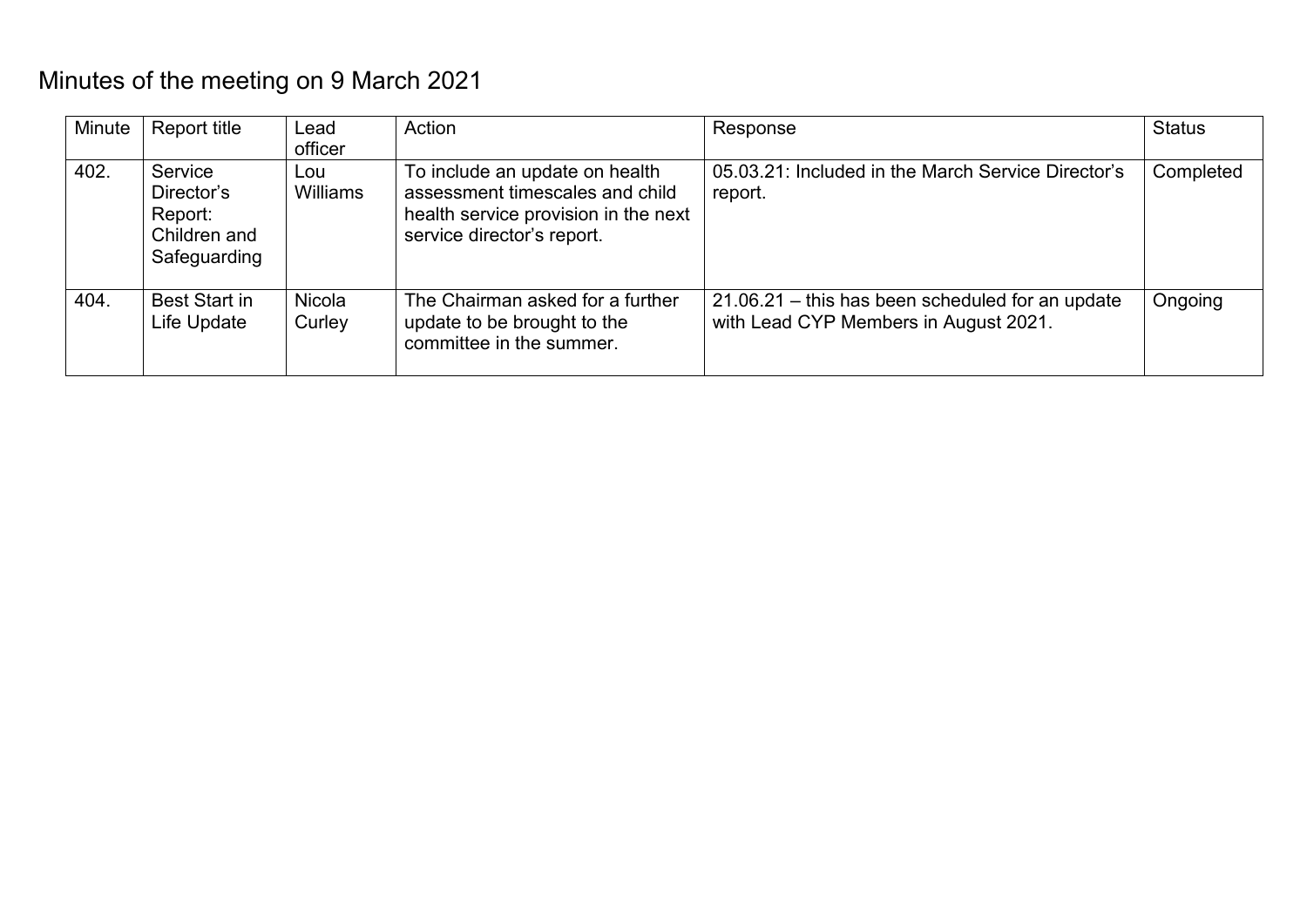# Minutes of the meeting on 9 March 2021

| Minute | Report title | Lead officer | Action | Response | Status |
|---|---|---|---|---|---|
| 402. | Service Director's Report: Children and Safeguarding | Lou Williams | To include an update on health assessment timescales and child health service provision in the next service director's report. | 05.03.21: Included in the March Service Director's report. | Completed |
| 404. | Best Start in Life Update | Nicola Curley | The Chairman asked for a further update to be brought to the committee in the summer. | 21.06.21 – this has been scheduled for an update with Lead CYP Members in August 2021. | Ongoing |